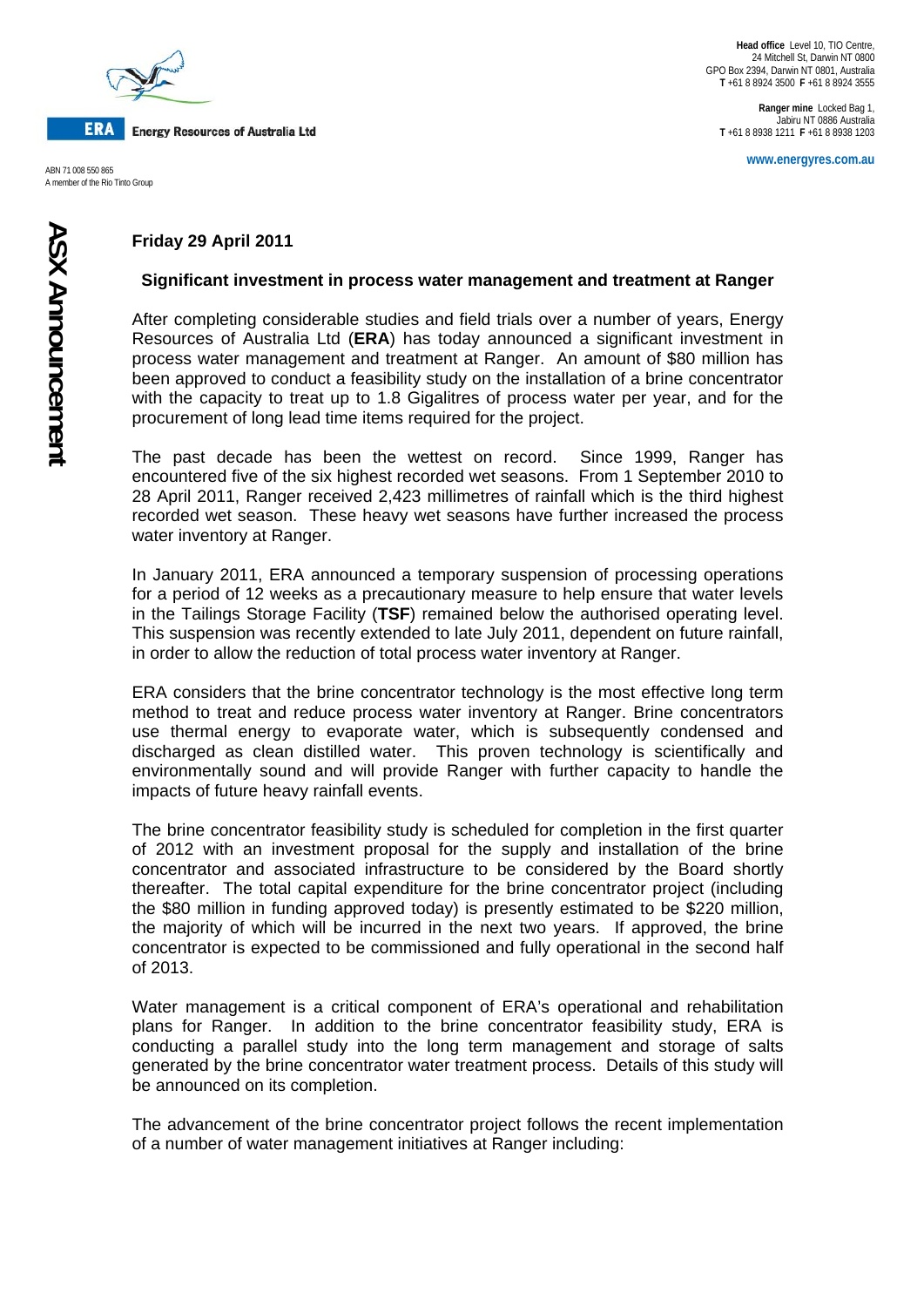**ERA** Energy Resources of Australia Ltd

ABN 71 008 550 865
A member of the Rio Tinto Group

**Head office** Level 10, TIO Centre, 24 Mitchell St, Darwin NT 0800
GPO Box 2394, Darwin NT 0801, Australia
**T** +61 8 8924 3500 **F** +61 8 8924 3555

**Ranger mine** Locked Bag 1, Jabiru NT 0886 Australia
**T** +61 8 8938 1211 **F** +61 8 8938 1203

www.energyres.com.au

**ASX Announcement**

**Friday 29 April 2011**

## Significant investment in process water management and treatment at Ranger

After completing considerable studies and field trials over a number of years, Energy Resources of Australia Ltd (**ERA**) has today announced a significant investment in process water management and treatment at Ranger. An amount of $80 million has been approved to conduct a feasibility study on the installation of a brine concentrator with the capacity to treat up to 1.8 Gigalitres of process water per year, and for the procurement of long lead time items required for the project.

The past decade has been the wettest on record. Since 1999, Ranger has encountered five of the six highest recorded wet seasons. From 1 September 2010 to 28 April 2011, Ranger received 2,423 millimetres of rainfall which is the third highest recorded wet season. These heavy wet seasons have further increased the process water inventory at Ranger.

In January 2011, ERA announced a temporary suspension of processing operations for a period of 12 weeks as a precautionary measure to help ensure that water levels in the Tailings Storage Facility (**TSF**) remained below the authorised operating level. This suspension was recently extended to late July 2011, dependent on future rainfall, in order to allow the reduction of total process water inventory at Ranger.

ERA considers that the brine concentrator technology is the most effective long term method to treat and reduce process water inventory at Ranger. Brine concentrators use thermal energy to evaporate water, which is subsequently condensed and discharged as clean distilled water. This proven technology is scientifically and environmentally sound and will provide Ranger with further capacity to handle the impacts of future heavy rainfall events.

The brine concentrator feasibility study is scheduled for completion in the first quarter of 2012 with an investment proposal for the supply and installation of the brine concentrator and associated infrastructure to be considered by the Board shortly thereafter. The total capital expenditure for the brine concentrator project (including the $80 million in funding approved today) is presently estimated to be $220 million, the majority of which will be incurred in the next two years. If approved, the brine concentrator is expected to be commissioned and fully operational in the second half of 2013.

Water management is a critical component of ERA's operational and rehabilitation plans for Ranger. In addition to the brine concentrator feasibility study, ERA is conducting a parallel study into the long term management and storage of salts generated by the brine concentrator water treatment process. Details of this study will be announced on its completion.

The advancement of the brine concentrator project follows the recent implementation of a number of water management initiatives at Ranger including: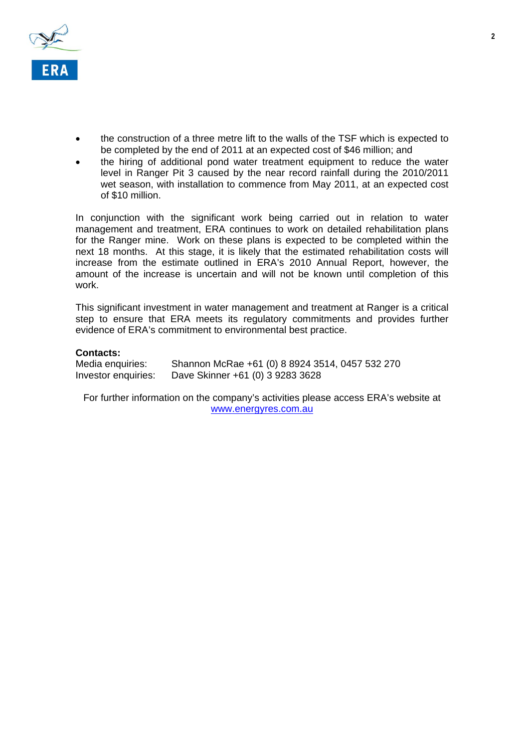- the construction of a three metre lift to the walls of the TSF which is expected to be completed by the end of 2011 at an expected cost of $46 million; and
- the hiring of additional pond water treatment equipment to reduce the water level in Ranger Pit 3 caused by the near record rainfall during the 2010/2011 wet season, with installation to commence from May 2011, at an expected cost of $10 million.

In conjunction with the significant work being carried out in relation to water management and treatment, ERA continues to work on detailed rehabilitation plans for the Ranger mine. Work on these plans is expected to be completed within the next 18 months. At this stage, it is likely that the estimated rehabilitation costs will increase from the estimate outlined in ERA's 2010 Annual Report, however, the amount of the increase is uncertain and will not be known until completion of this work.

This significant investment in water management and treatment at Ranger is a critical step to ensure that ERA meets its regulatory commitments and provides further evidence of ERA's commitment to environmental best practice.

**Contacts:**

| | |
|---|---|
| Media enquiries: | Shannon McRae +61 (0) 8 8924 3514, 0457 532 270 |
| Investor enquiries: | Dave Skinner +61 (0) 3 9283 3628 |

For further information on the company's activities please access ERA's website at www.energyres.com.au